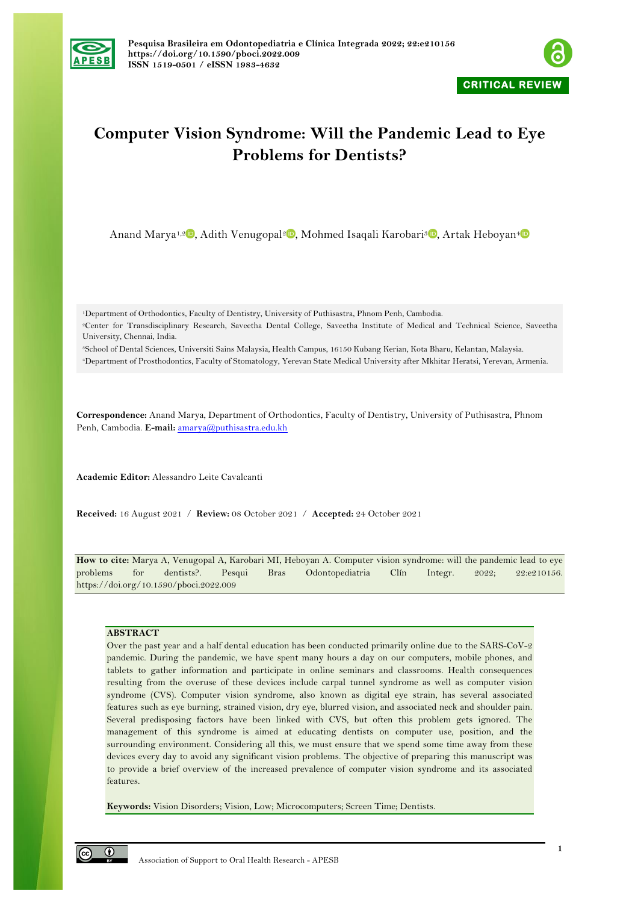CRITICAL REVIEW

# Computer Vision Syndrome: Will the Pandemic Lead to Eye Problems for Dentists?

Anand Marya[1,2], Adith Venugopal[2], Mohmed Isaqali Karobari[3], Artak Heboyan[4]

[1]Department of Orthodontics, Faculty of Dentistry, University of Puthisastra, Phnom Penh, Cambodia.
[2]Center for Transdisciplinary Research, Saveetha Dental College, Saveetha Institute of Medical and Technical Science, Saveetha University, Chennai, India.
[3]School of Dental Sciences, Universiti Sains Malaysia, Health Campus, 16150 Kubang Kerian, Kota Bharu, Kelantan, Malaysia.
[4]Department of Prosthodontics, Faculty of Stomatology, Yerevan State Medical University after Mkhitar Heratsi, Yerevan, Armenia.

**Correspondence:** Anand Marya, Department of Orthodontics, Faculty of Dentistry, University of Puthisastra, Phnom Penh, Cambodia. **E-mail:** amarya@puthisastra.edu.kh

**Academic Editor:** Alessandro Leite Cavalcanti

**Received:** 16 August 2021 / **Review:** 08 October 2021 / **Accepted:** 24 October 2021

**How to cite:** Marya A, Venugopal A, Karobari MI, Heboyan A. Computer vision syndrome: will the pandemic lead to eye problems for dentists?. Pesqui Bras Odontopediatria Clín Integr. 2022; 22:e210156. https://doi.org/10.1590/pboci.2022.009

**ABSTRACT**

Over the past year and a half dental education has been conducted primarily online due to the SARS-CoV-2 pandemic. During the pandemic, we have spent many hours a day on our computers, mobile phones, and tablets to gather information and participate in online seminars and classrooms. Health consequences resulting from the overuse of these devices include carpal tunnel syndrome as well as computer vision syndrome (CVS). Computer vision syndrome, also known as digital eye strain, has several associated features such as eye burning, strained vision, dry eye, blurred vision, and associated neck and shoulder pain. Several predisposing factors have been linked with CVS, but often this problem gets ignored. The management of this syndrome is aimed at educating dentists on computer use, position, and the surrounding environment. Considering all this, we must ensure that we spend some time away from these devices every day to avoid any significant vision problems. The objective of preparing this manuscript was to provide a brief overview of the increased prevalence of computer vision syndrome and its associated features.

**Keywords:** Vision Disorders; Vision, Low; Microcomputers; Screen Time; Dentists.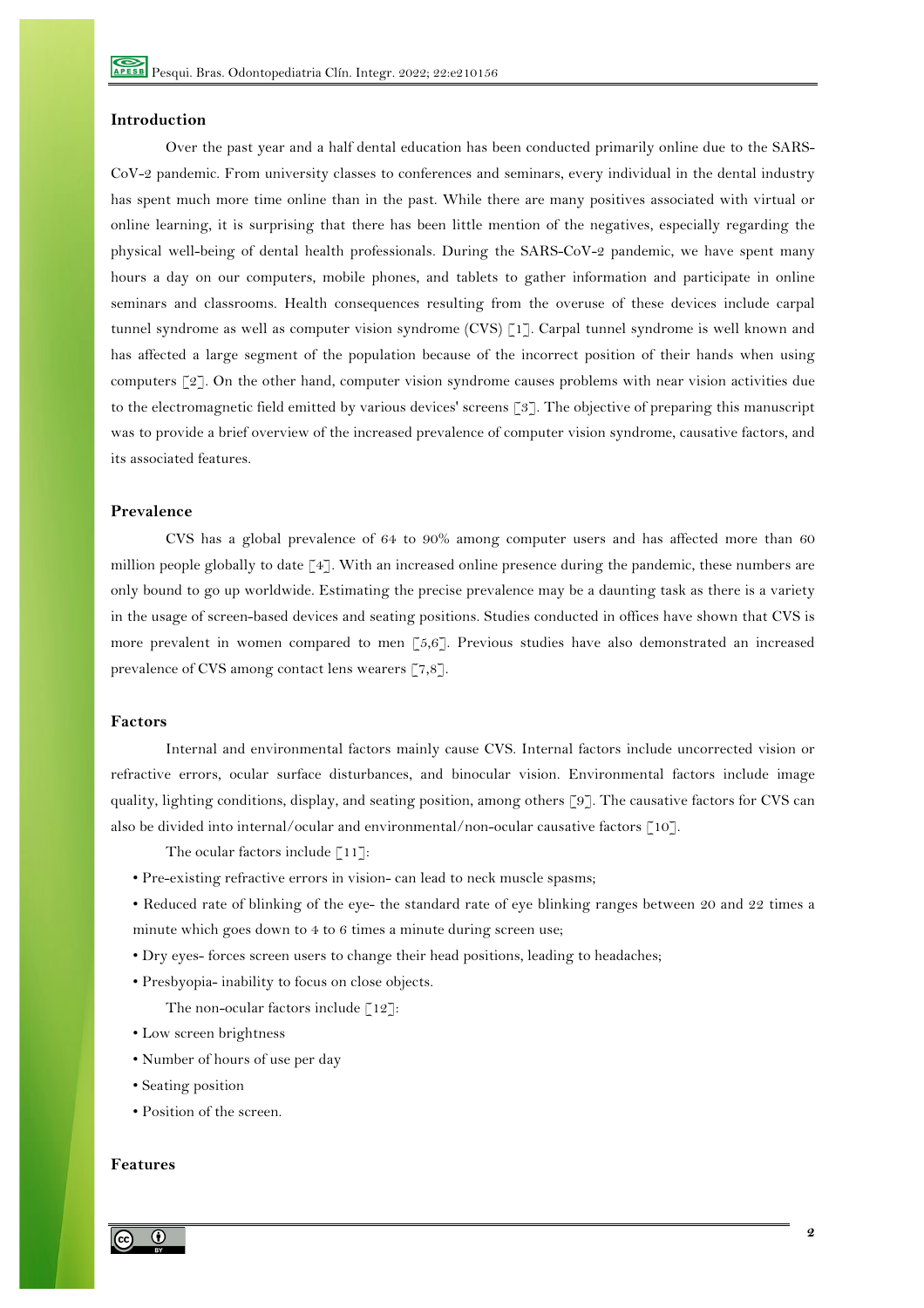## Introduction

Over the past year and a half dental education has been conducted primarily online due to the SARS-CoV-2 pandemic. From university classes to conferences and seminars, every individual in the dental industry has spent much more time online than in the past. While there are many positives associated with virtual or online learning, it is surprising that there has been little mention of the negatives, especially regarding the physical well-being of dental health professionals. During the SARS-CoV-2 pandemic, we have spent many hours a day on our computers, mobile phones, and tablets to gather information and participate in online seminars and classrooms. Health consequences resulting from the overuse of these devices include carpal tunnel syndrome as well as computer vision syndrome (CVS) [1]. Carpal tunnel syndrome is well known and has affected a large segment of the population because of the incorrect position of their hands when using computers [2]. On the other hand, computer vision syndrome causes problems with near vision activities due to the electromagnetic field emitted by various devices' screens [3]. The objective of preparing this manuscript was to provide a brief overview of the increased prevalence of computer vision syndrome, causative factors, and its associated features.

## Prevalence

CVS has a global prevalence of 64 to 90% among computer users and has affected more than 60 million people globally to date [4]. With an increased online presence during the pandemic, these numbers are only bound to go up worldwide. Estimating the precise prevalence may be a daunting task as there is a variety in the usage of screen-based devices and seating positions. Studies conducted in offices have shown that CVS is more prevalent in women compared to men [5,6]. Previous studies have also demonstrated an increased prevalence of CVS among contact lens wearers [7,8].

## Factors

Internal and environmental factors mainly cause CVS. Internal factors include uncorrected vision or refractive errors, ocular surface disturbances, and binocular vision. Environmental factors include image quality, lighting conditions, display, and seating position, among others [9]. The causative factors for CVS can also be divided into internal/ocular and environmental/non-ocular causative factors [10].

The ocular factors include [11]:

- Pre-existing refractive errors in vision- can lead to neck muscle spasms;
- Reduced rate of blinking of the eye- the standard rate of eye blinking ranges between 20 and 22 times a minute which goes down to 4 to 6 times a minute during screen use;
- Dry eyes- forces screen users to change their head positions, leading to headaches;
- Presbyopia- inability to focus on close objects.

The non-ocular factors include [12]:

- Low screen brightness
- Number of hours of use per day
- Seating position
- Position of the screen.

## Features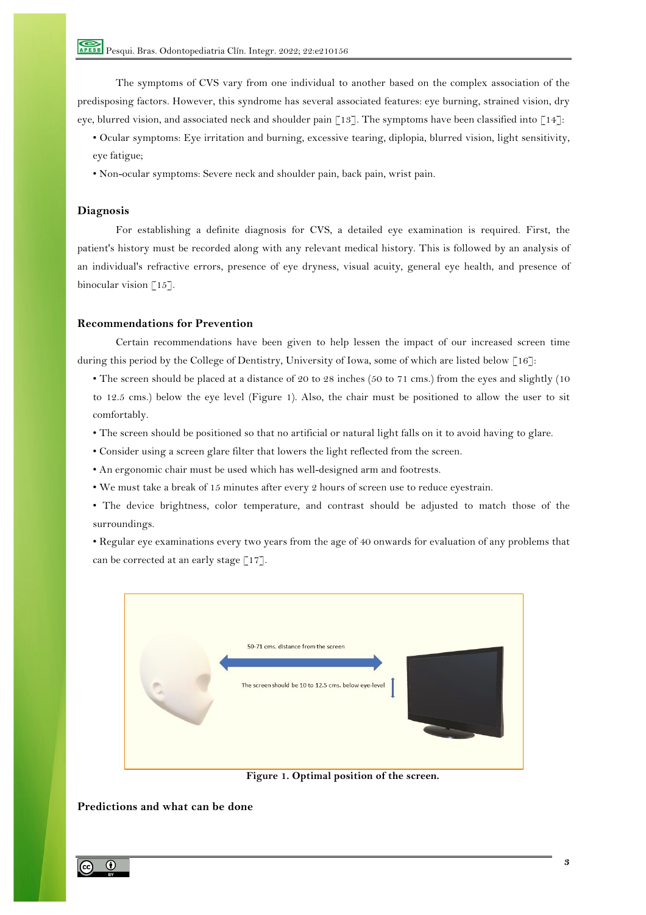The symptoms of CVS vary from one individual to another based on the complex association of the predisposing factors. However, this syndrome has several associated features: eye burning, strained vision, dry eye, blurred vision, and associated neck and shoulder pain [13]. The symptoms have been classified into [14]:

- Ocular symptoms: Eye irritation and burning, excessive tearing, diplopia, blurred vision, light sensitivity, eye fatigue;
- Non-ocular symptoms: Severe neck and shoulder pain, back pain, wrist pain.

## Diagnosis

For establishing a definite diagnosis for CVS, a detailed eye examination is required. First, the patient's history must be recorded along with any relevant medical history. This is followed by an analysis of an individual's refractive errors, presence of eye dryness, visual acuity, general eye health, and presence of binocular vision [15].

## Recommendations for Prevention

Certain recommendations have been given to help lessen the impact of our increased screen time during this period by the College of Dentistry, University of Iowa, some of which are listed below [16]:

- The screen should be placed at a distance of 20 to 28 inches (50 to 71 cms.) from the eyes and slightly (10 to 12.5 cms.) below the eye level (Figure 1). Also, the chair must be positioned to allow the user to sit comfortably.
- The screen should be positioned so that no artificial or natural light falls on it to avoid having to glare.
- Consider using a screen glare filter that lowers the light reflected from the screen.
- An ergonomic chair must be used which has well-designed arm and footrests.
- We must take a break of 15 minutes after every 2 hours of screen use to reduce eyestrain.
- The device brightness, color temperature, and contrast should be adjusted to match those of the surroundings.
- Regular eye examinations every two years from the age of 40 onwards for evaluation of any problems that can be corrected at an early stage [17].

50-71 cms. distance from the screen

The screen should be 10 to 12.5 cms. below eye-level

**Figure 1. Optimal position of the screen.**

## Predictions and what can be done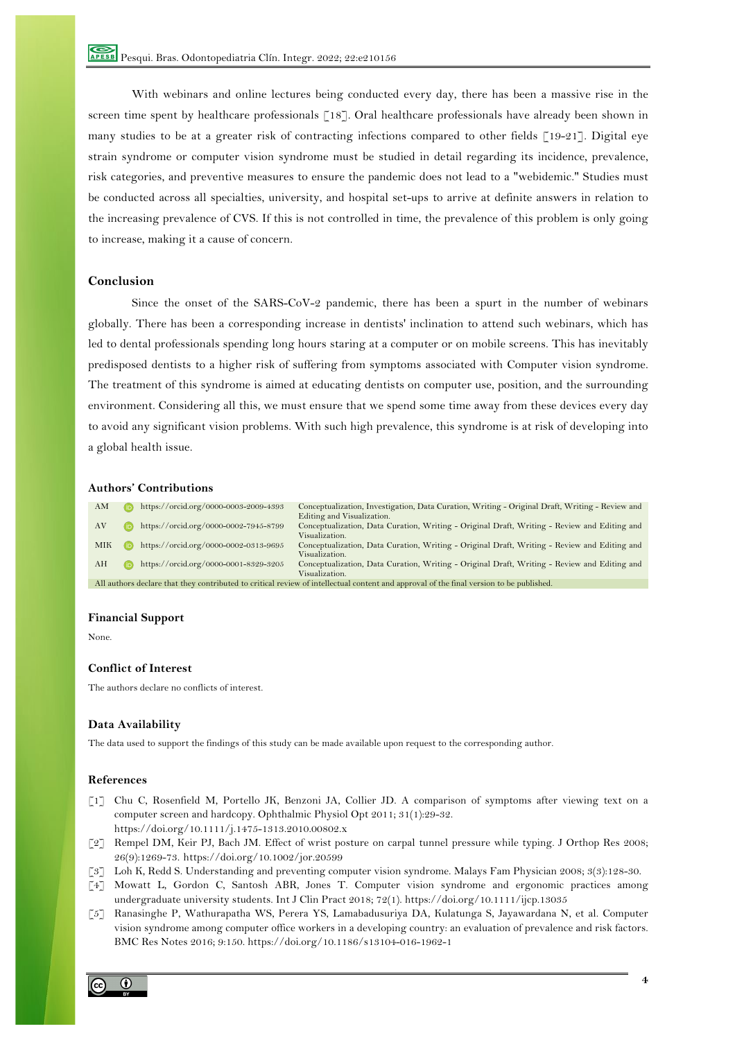With webinars and online lectures being conducted every day, there has been a massive rise in the screen time spent by healthcare professionals [18]. Oral healthcare professionals have already been shown in many studies to be at a greater risk of contracting infections compared to other fields [19-21]. Digital eye strain syndrome or computer vision syndrome must be studied in detail regarding its incidence, prevalence, risk categories, and preventive measures to ensure the pandemic does not lead to a "webidemic." Studies must be conducted across all specialties, university, and hospital set-ups to arrive at definite answers in relation to the increasing prevalence of CVS. If this is not controlled in time, the prevalence of this problem is only going to increase, making it a cause of concern.

## Conclusion

Since the onset of the SARS-CoV-2 pandemic, there has been a spurt in the number of webinars globally. There has been a corresponding increase in dentists' inclination to attend such webinars, which has led to dental professionals spending long hours staring at a computer or on mobile screens. This has inevitably predisposed dentists to a higher risk of suffering from symptoms associated with Computer vision syndrome. The treatment of this syndrome is aimed at educating dentists on computer use, position, and the surrounding environment. Considering all this, we must ensure that we spend some time away from these devices every day to avoid any significant vision problems. With such high prevalence, this syndrome is at risk of developing into a global health issue.

### Authors' Contributions

| | | |
|---|---|---|
| AM | https://orcid.org/0000-0003-2009-4393 | Conceptualization, Investigation, Data Curation, Writing - Original Draft, Writing - Review and Editing and Visualization. |
| AV | https://orcid.org/0000-0002-7945-8799 | Conceptualization, Data Curation, Writing - Original Draft, Writing - Review and Editing and Visualization. |
| MIK | https://orcid.org/0000-0002-0313-9695 | Conceptualization, Data Curation, Writing - Original Draft, Writing - Review and Editing and Visualization. |
| AH | https://orcid.org/0000-0001-8329-3205 | Conceptualization, Data Curation, Writing - Original Draft, Writing - Review and Editing and Visualization. |

All authors declare that they contributed to critical review of intellectual content and approval of the final version to be published.

### Financial Support

None.

### Conflict of Interest

The authors declare no conflicts of interest.

### Data Availability

The data used to support the findings of this study can be made available upon request to the corresponding author.

### References

[1] Chu C, Rosenfield M, Portello JK, Benzoni JA, Collier JD. A comparison of symptoms after viewing text on a computer screen and hardcopy. Ophthalmic Physiol Opt 2011; 31(1):29-32. https://doi.org/10.1111/j.1475-1313.2010.00802.x

[2] Rempel DM, Keir PJ, Bach JM. Effect of wrist posture on carpal tunnel pressure while typing. J Orthop Res 2008; 26(9):1269-73. https://doi.org/10.1002/jor.20599

[3] Loh K, Redd S. Understanding and preventing computer vision syndrome. Malays Fam Physician 2008; 3(3):128-30.

[4] Mowatt L, Gordon C, Santosh ABR, Jones T. Computer vision syndrome and ergonomic practices among undergraduate university students. Int J Clin Pract 2018; 72(1). https://doi.org/10.1111/ijcp.13035

[5] Ranasinghe P, Wathurapatha WS, Perera YS, Lamabadusuriya DA, Kulatunga S, Jayawardana N, et al. Computer vision syndrome among computer office workers in a developing country: an evaluation of prevalence and risk factors. BMC Res Notes 2016; 9:150. https://doi.org/10.1186/s13104-016-1962-1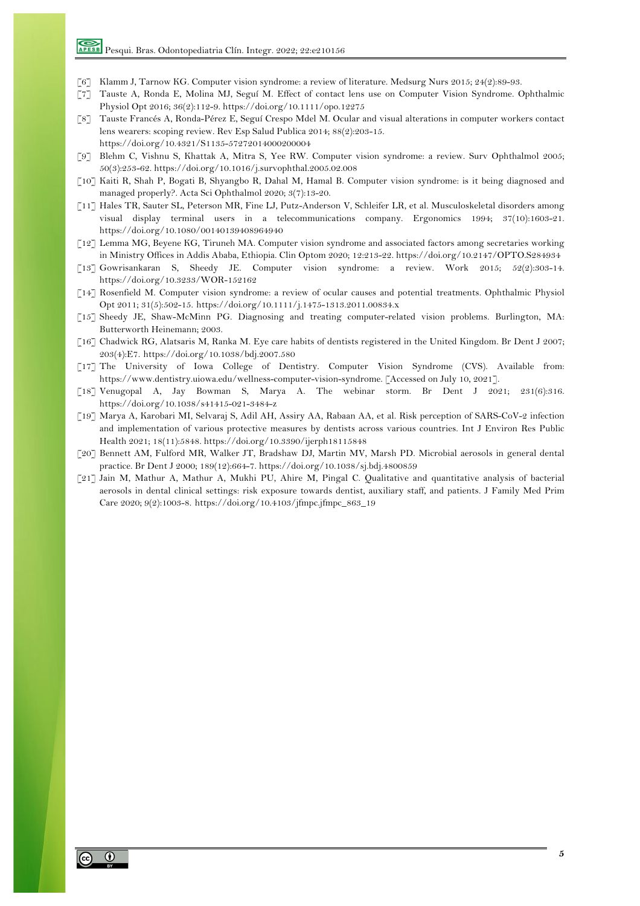[6] Klamm J, Tarnow KG. Computer vision syndrome: a review of literature. Medsurg Nurs 2015; 24(2):89-93.

[7] Tauste A, Ronda E, Molina MJ, Seguí M. Effect of contact lens use on Computer Vision Syndrome. Ophthalmic Physiol Opt 2016; 36(2):112-9. https://doi.org/10.1111/opo.12275

[8] Tauste Francés A, Ronda-Pérez E, Seguí Crespo Mdel M. Ocular and visual alterations in computer workers contact lens wearers: scoping review. Rev Esp Salud Publica 2014; 88(2):203-15. https://doi.org/10.4321/S1135-57272014000200004

[9] Blehm C, Vishnu S, Khattak A, Mitra S, Yee RW. Computer vision syndrome: a review. Surv Ophthalmol 2005; 50(3):253-62. https://doi.org/10.1016/j.survophthal.2005.02.008

[10] Kaiti R, Shah P, Bogati B, Shyangbo R, Dahal M, Hamal B. Computer vision syndrome: is it being diagnosed and managed properly?. Acta Sci Ophthalmol 2020; 3(7):13-20.

[11] Hales TR, Sauter SL, Peterson MR, Fine LJ, Putz-Anderson V, Schleifer LR, et al. Musculoskeletal disorders among visual display terminal users in a telecommunications company. Ergonomics 1994; 37(10):1603-21. https://doi.org/10.1080/00140139408964940

[12] Lemma MG, Beyene KG, Tiruneh MA. Computer vision syndrome and associated factors among secretaries working in Ministry Offices in Addis Ababa, Ethiopia. Clin Optom 2020; 12:213-22. https://doi.org/10.2147/OPTO.S284934

[13] Gowrisankaran S, Sheedy JE. Computer vision syndrome: a review. Work 2015; 52(2):303-14. https://doi.org/10.3233/WOR-152162

[14] Rosenfield M. Computer vision syndrome: a review of ocular causes and potential treatments. Ophthalmic Physiol Opt 2011; 31(5):502-15. https://doi.org/10.1111/j.1475-1313.2011.00834.x

[15] Sheedy JE, Shaw-McMinn PG. Diagnosing and treating computer-related vision problems. Burlington, MA: Butterworth Heinemann; 2003.

[16] Chadwick RG, Alatsaris M, Ranka M. Eye care habits of dentists registered in the United Kingdom. Br Dent J 2007; 203(4):E7. https://doi.org/10.1038/bdj.2007.580

[17] The University of Iowa College of Dentistry. Computer Vision Syndrome (CVS). Available from: https://www.dentistry.uiowa.edu/wellness-computer-vision-syndrome. [Accessed on July 10, 2021].

[18] Venugopal A, Jay Bowman S, Marya A. The webinar storm. Br Dent J 2021; 231(6):316. https://doi.org/10.1038/s41415-021-3484-z

[19] Marya A, Karobari MI, Selvaraj S, Adil AH, Assiry AA, Rabaan AA, et al. Risk perception of SARS-CoV-2 infection and implementation of various protective measures by dentists across various countries. Int J Environ Res Public Health 2021; 18(11):5848. https://doi.org/10.3390/ijerph18115848

[20] Bennett AM, Fulford MR, Walker JT, Bradshaw DJ, Martin MV, Marsh PD. Microbial aerosols in general dental practice. Br Dent J 2000; 189(12):664-7. https://doi.org/10.1038/sj.bdj.4800859

[21] Jain M, Mathur A, Mathur A, Mukhi PU, Ahire M, Pingal C. Qualitative and quantitative analysis of bacterial aerosols in dental clinical settings: risk exposure towards dentist, auxiliary staff, and patients. J Family Med Prim Care 2020; 9(2):1003-8. https://doi.org/10.4103/jfmpc.jfmpc_863_19